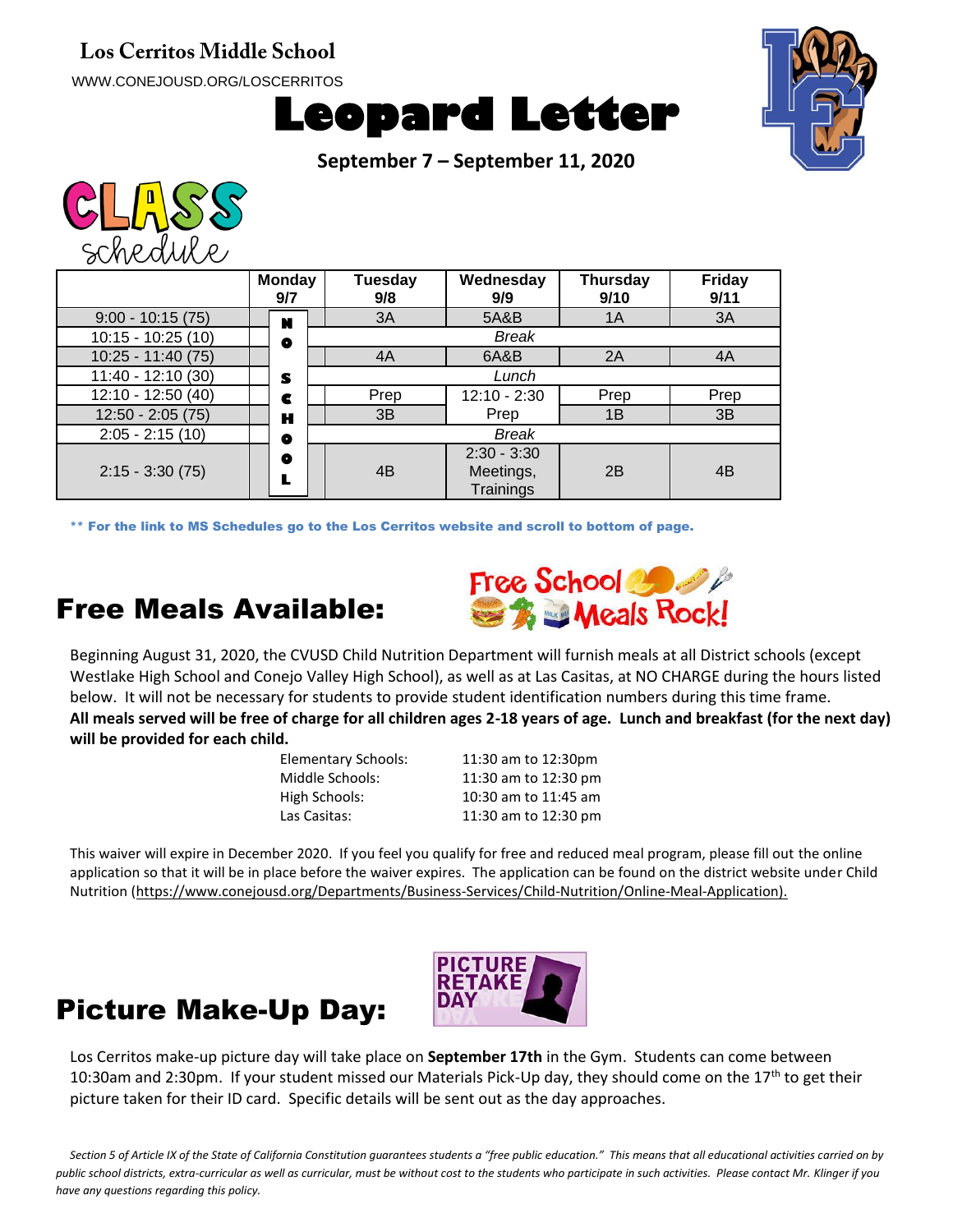**Los Cerritos Middle School**

WWW.CONEJOUSD.ORG/LOSCERRITOS

# Leopard Letter

**September 7 – September 11, 2020**

## CLASS schedule

| | Monday 9/7 | Tuesday 9/8 | Wednesday 9/9 | Thursday 9/10 | Friday 9/11 |
|---|---|---|---|---|---|
| 9:00 - 10:15 (75) | NO SCHOOL | 3A | 5A&B | 1A | 3A |
| 10:15 - 10:25 (10) | | *Break* | | | |
| 10:25 - 11:40 (75) | | 4A | 6A&B | 2A | 4A |
| 11:40 - 12:10 (30) | | *Lunch* | | | |
| 12:10 - 12:50 (40) | | Prep | 12:10 - 2:30 Prep | Prep | Prep |
| 12:50 - 2:05 (75) | | 3B | | 1B | 3B |
| 2:05 - 2:15 (10) | | *Break* | | | |
| 2:15 - 3:30 (75) | | 4B | 2:30 - 3:30 Meetings, Trainings | 2B | 4B |

**\*\* For the link to MS Schedules go to the Los Cerritos website and scroll to bottom of page.**

## Free Meals Available:

Free School Meals Rock!

Beginning August 31, 2020, the CVUSD Child Nutrition Department will furnish meals at all District schools (except Westlake High School and Conejo Valley High School), as well as at Las Casitas, at NO CHARGE during the hours listed below. It will not be necessary for students to provide student identification numbers during this time frame. **All meals served will be free of charge for all children ages 2-18 years of age. Lunch and breakfast (for the next day) will be provided for each child.**

| | |
|---|---|
| Elementary Schools: | 11:30 am to 12:30pm |
| Middle Schools: | 11:30 am to 12:30 pm |
| High Schools: | 10:30 am to 11:45 am |
| Las Casitas: | 11:30 am to 12:30 pm |

This waiver will expire in December 2020. If you feel you qualify for free and reduced meal program, please fill out the online application so that it will be in place before the waiver expires. The application can be found on the district website under Child Nutrition (https://www.conejousd.org/Departments/Business-Services/Child-Nutrition/Online-Meal-Application).

## Picture Make-Up Day:

PICTURE RETAKE DAY

Los Cerritos make-up picture day will take place on **September 17th** in the Gym. Students can come between 10:30am and 2:30pm. If your student missed our Materials Pick-Up day, they should come on the 17th to get their picture taken for their ID card. Specific details will be sent out as the day approaches.

*Section 5 of Article IX of the State of California Constitution guarantees students a "free public education." This means that all educational activities carried on by public school districts, extra-curricular as well as curricular, must be without cost to the students who participate in such activities. Please contact Mr. Klinger if you have any questions regarding this policy.*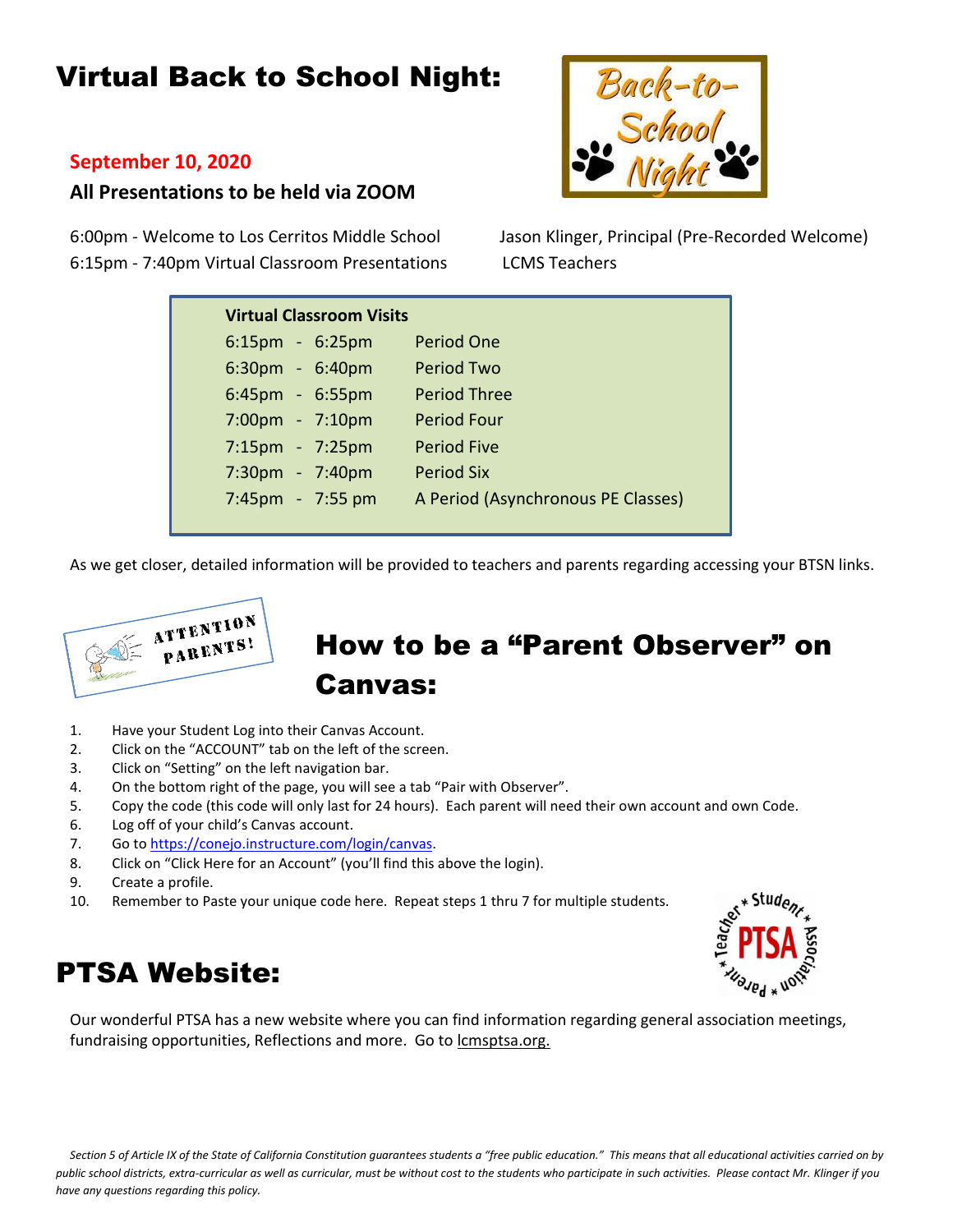# Virtual Back to School Night:

**September 10, 2020**

**All Presentations to be held via ZOOM**

6:00pm - Welcome to Los Cerritos Middle School — Jason Klinger, Principal (Pre-Recorded Welcome)

6:15pm - 7:40pm Virtual Classroom Presentations — LCMS Teachers

| **Virtual Classroom Visits** | |
|---|---|
| 6:15pm - 6:25pm | Period One |
| 6:30pm - 6:40pm | Period Two |
| 6:45pm - 6:55pm | Period Three |
| 7:00pm - 7:10pm | Period Four |
| 7:15pm - 7:25pm | Period Five |
| 7:30pm - 7:40pm | Period Six |
| 7:45pm - 7:55 pm | A Period (Asynchronous PE Classes) |

As we get closer, detailed information will be provided to teachers and parents regarding accessing your BTSN links.

# How to be a "Parent Observer" on Canvas:

1. Have your Student Log into their Canvas Account.
2. Click on the "ACCOUNT" tab on the left of the screen.
3. Click on "Setting" on the left navigation bar.
4. On the bottom right of the page, you will see a tab "Pair with Observer".
5. Copy the code (this code will only last for 24 hours). Each parent will need their own account and own Code.
6. Log off of your child's Canvas account.
7. Go to https://conejo.instructure.com/login/canvas.
8. Click on "Click Here for an Account" (you'll find this above the login).
9. Create a profile.
10. Remember to Paste your unique code here. Repeat steps 1 thru 7 for multiple students.

# PTSA Website:

Our wonderful PTSA has a new website where you can find information regarding general association meetings, fundraising opportunities, Reflections and more. Go to lcmsptsa.org.

*Section 5 of Article IX of the State of California Constitution guarantees students a "free public education." This means that all educational activities carried on by public school districts, extra-curricular as well as curricular, must be without cost to the students who participate in such activities. Please contact Mr. Klinger if you have any questions regarding this policy.*